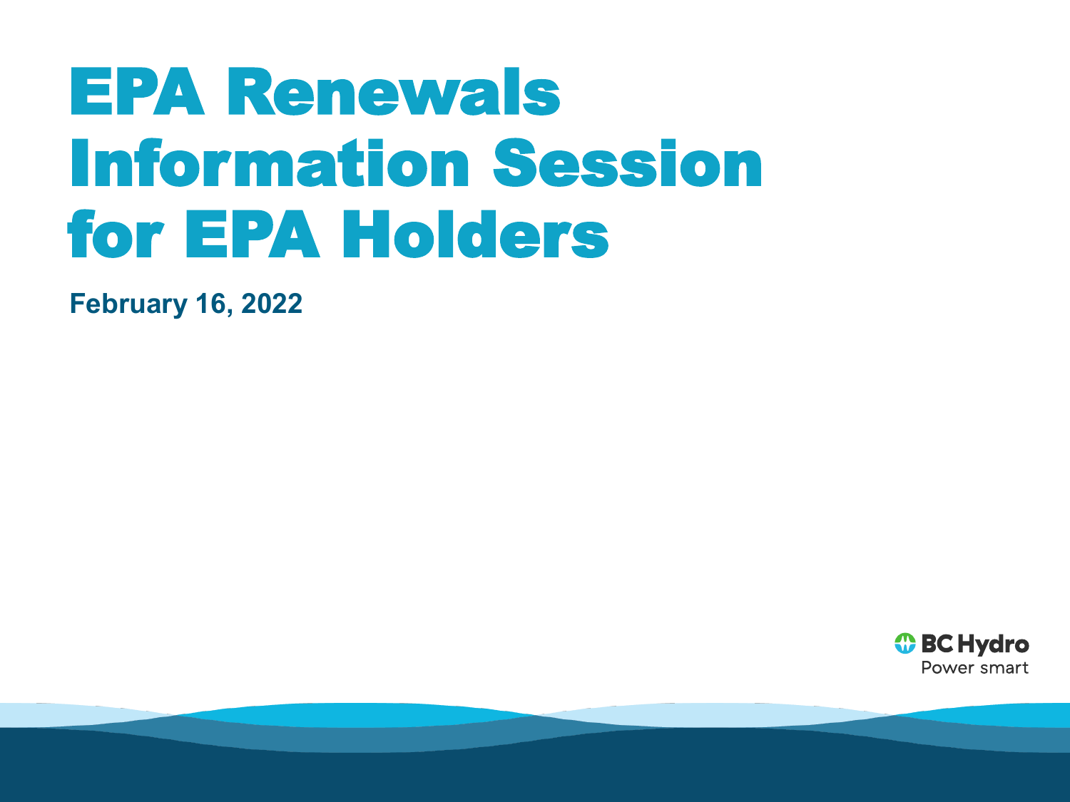# EPA Renewals Information Session for EPA Holders

**February 16, 2022**

BC Hydro
Power smart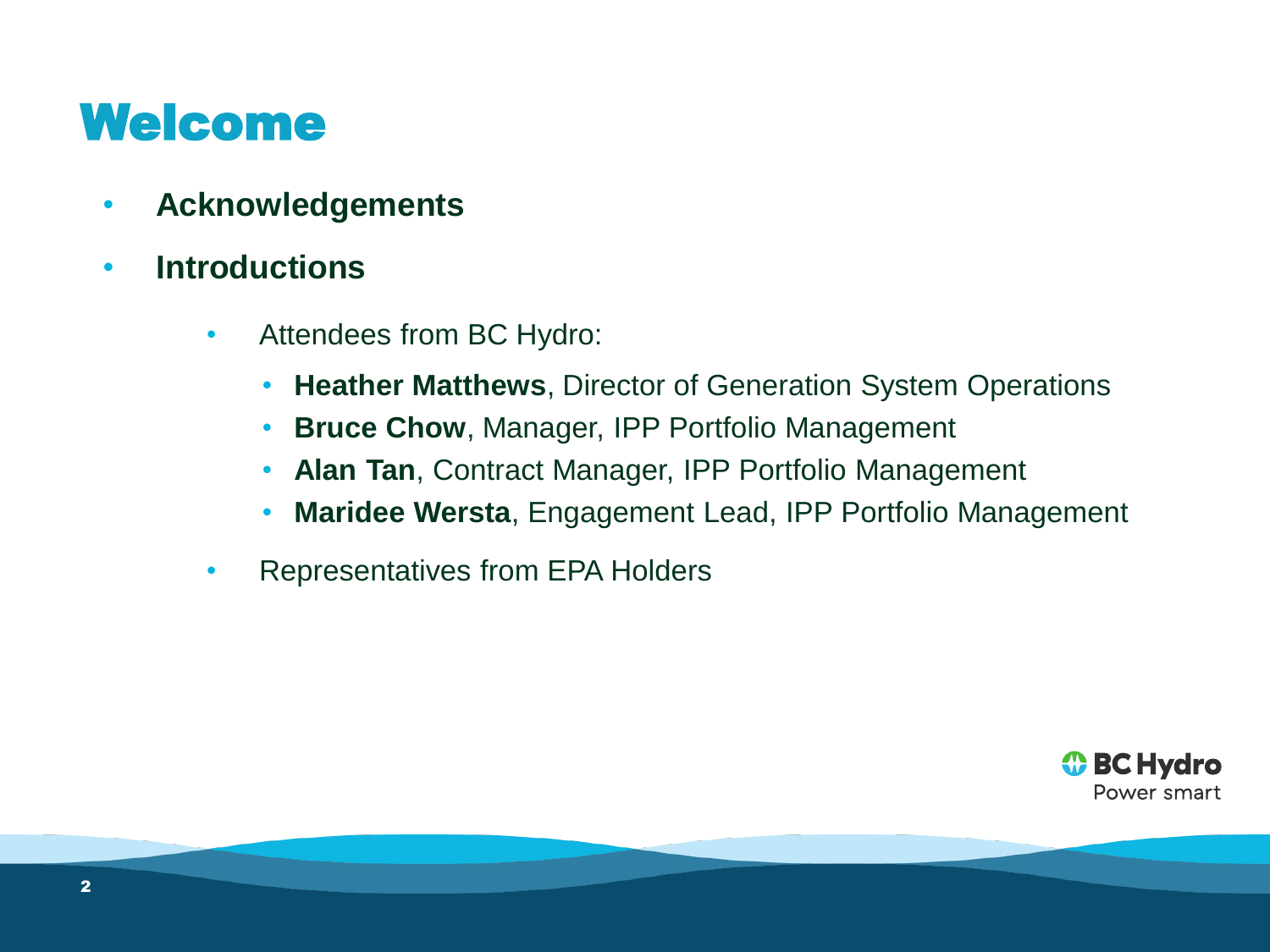# Welcome

- **Acknowledgements**
- **Introductions**
    - Attendees from BC Hydro:
        - **Heather Matthews**, Director of Generation System Operations
        - **Bruce Chow**, Manager, IPP Portfolio Management
        - **Alan Tan**, Contract Manager, IPP Portfolio Management
        - **Maridee Wersta**, Engagement Lead, IPP Portfolio Management
    - Representatives from EPA Holders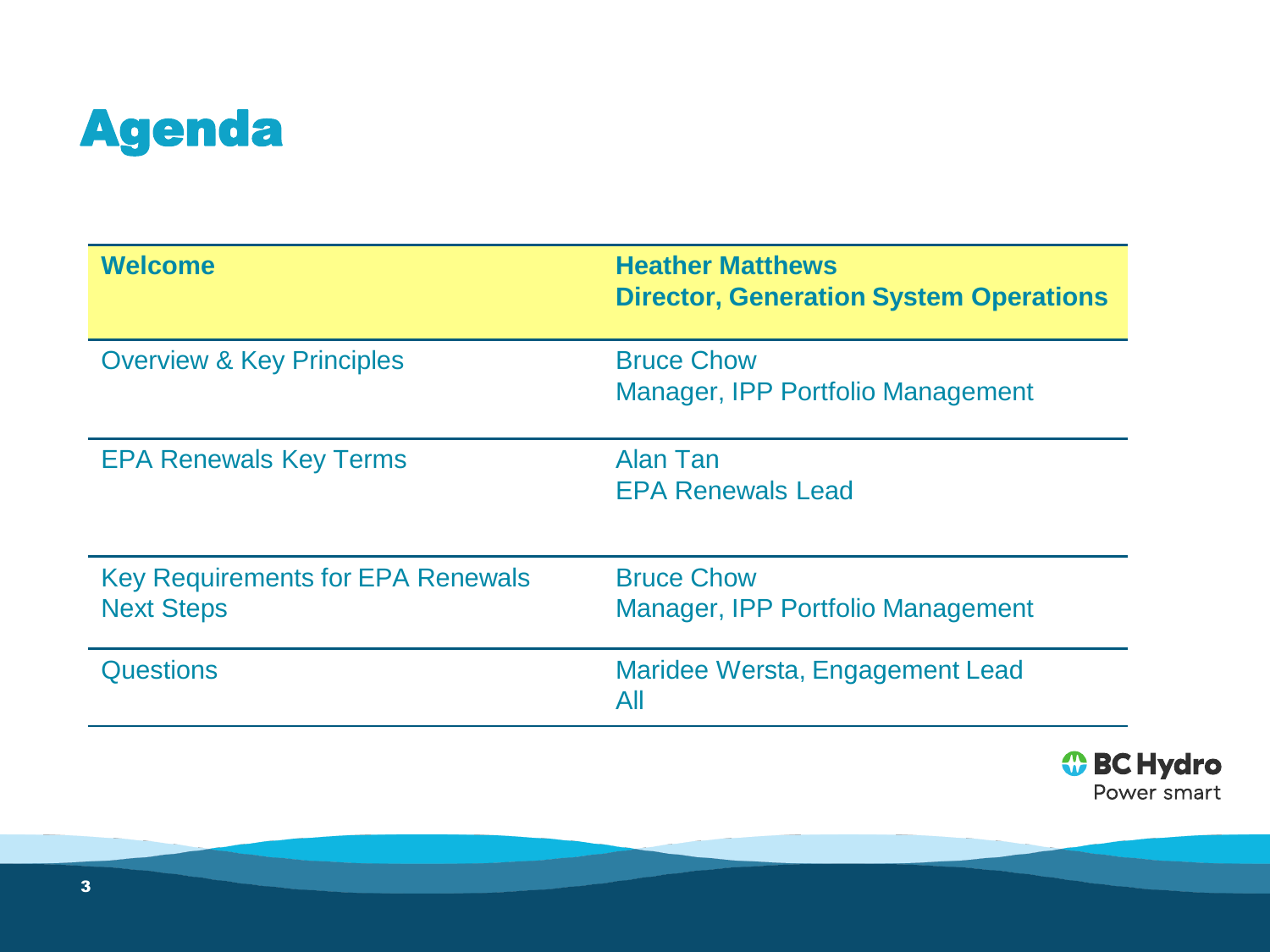# Agenda

| **Welcome** | **Heather Matthews**<br>**Director, Generation System Operations** |
|---|---|
| Overview & Key Principles | Bruce Chow<br>Manager, IPP Portfolio Management |
| EPA Renewals Key Terms | Alan Tan<br>EPA Renewals Lead |
| Key Requirements for EPA Renewals<br>Next Steps | Bruce Chow<br>Manager, IPP Portfolio Management |
| Questions | Maridee Wersta, Engagement Lead<br>All |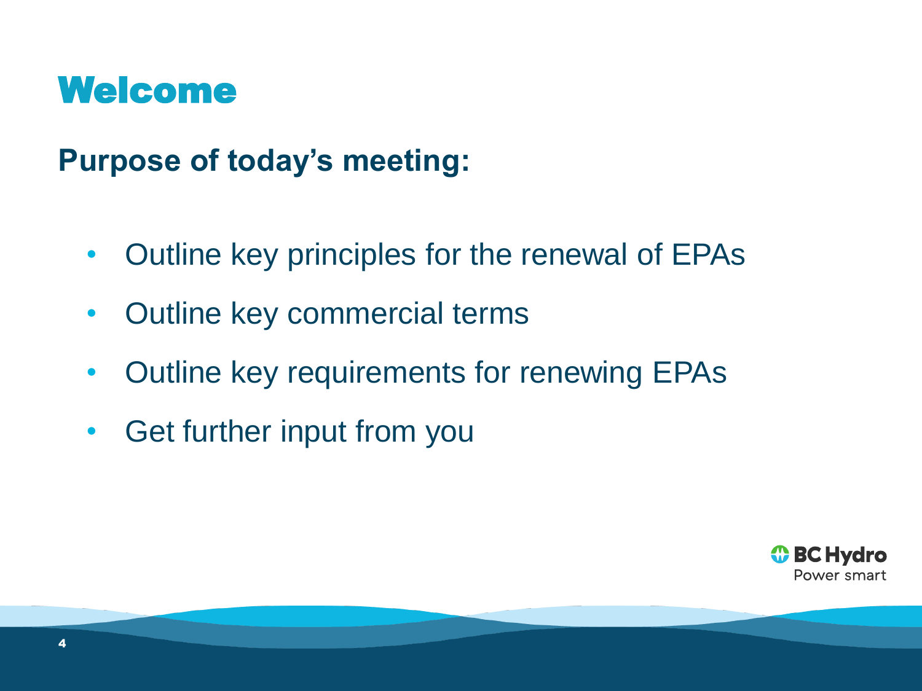# Welcome

## Purpose of today's meeting:

- Outline key principles for the renewal of EPAs
- Outline key commercial terms
- Outline key requirements for renewing EPAs
- Get further input from you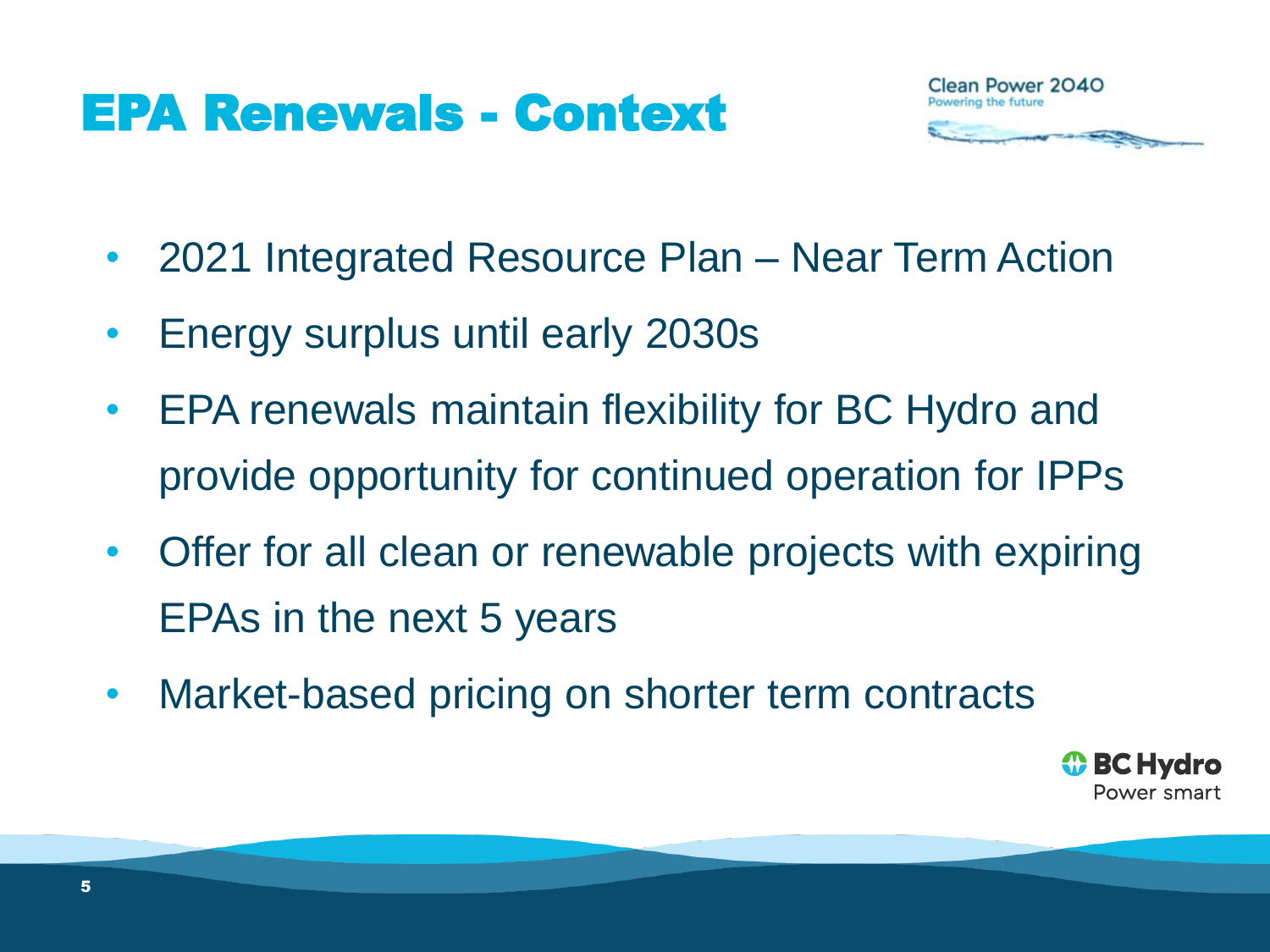# EPA Renewals - Context

- 2021 Integrated Resource Plan – Near Term Action
- Energy surplus until early 2030s
- EPA renewals maintain flexibility for BC Hydro and provide opportunity for continued operation for IPPs
- Offer for all clean or renewable projects with expiring EPAs in the next 5 years
- Market-based pricing on shorter term contracts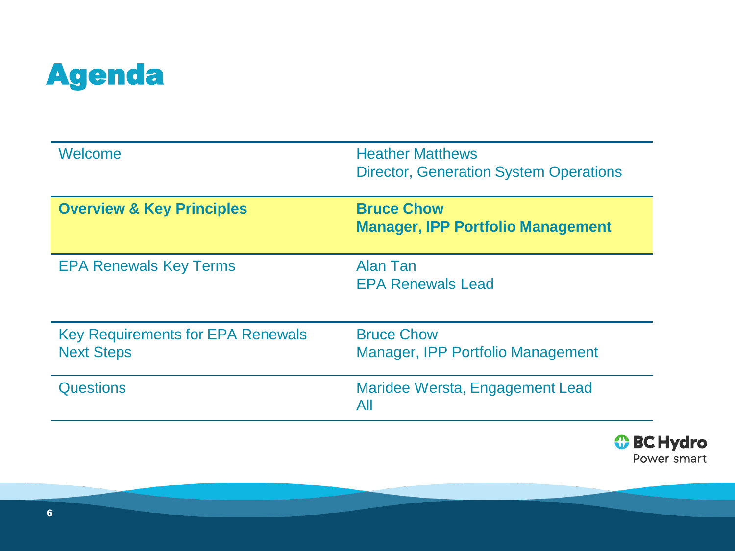# Agenda

| | |
|---|---|
| Welcome | Heather Matthews<br>Director, Generation System Operations |
| **Overview & Key Principles** | **Bruce Chow**<br>**Manager, IPP Portfolio Management** |
| EPA Renewals Key Terms | Alan Tan<br>EPA Renewals Lead |
| Key Requirements for EPA Renewals<br>Next Steps | Bruce Chow<br>Manager, IPP Portfolio Management |
| Questions | Maridee Wersta, Engagement Lead<br>All |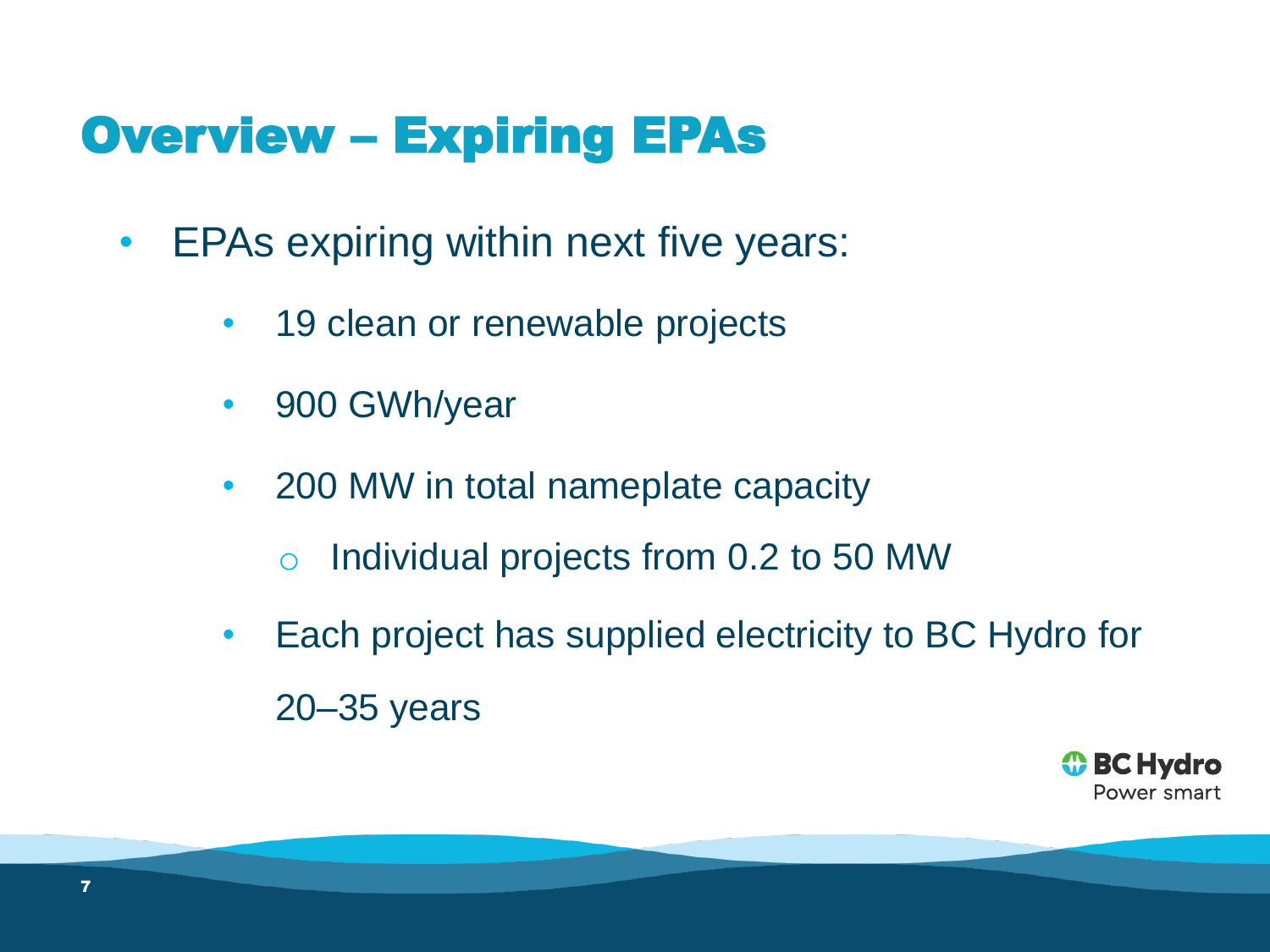# Overview – Expiring EPAs

- EPAs expiring within next five years:
  - 19 clean or renewable projects
  - 900 GWh/year
  - 200 MW in total nameplate capacity
    - Individual projects from 0.2 to 50 MW
  - Each project has supplied electricity to BC Hydro for 20–35 years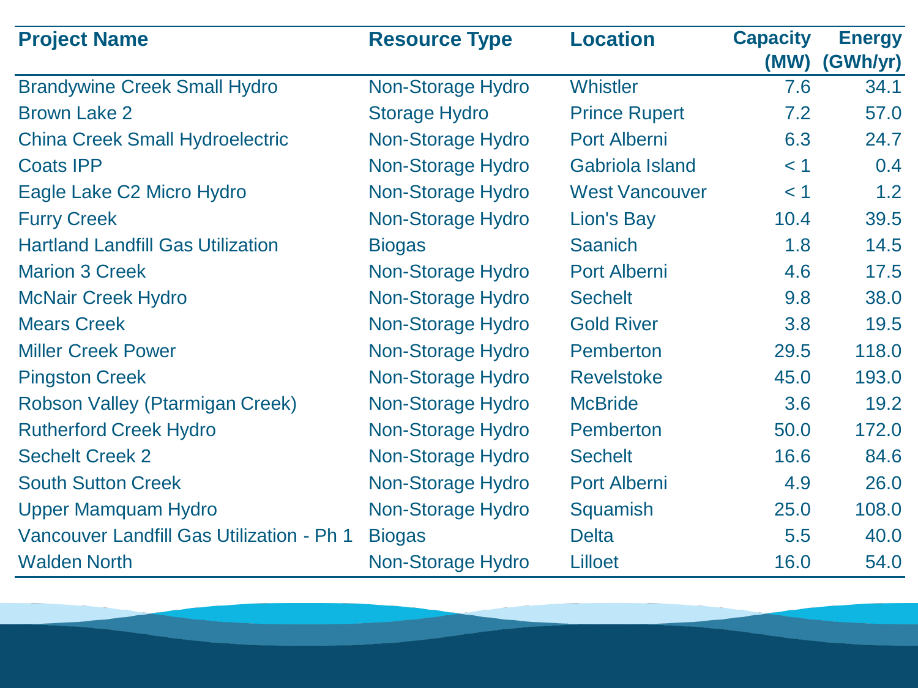| Project Name | Resource Type | Location | Capacity (MW) | Energy (GWh/yr) |
|---|---|---|---|---|
| Brandywine Creek Small Hydro | Non-Storage Hydro | Whistler | 7.6 | 34.1 |
| Brown Lake 2 | Storage Hydro | Prince Rupert | 7.2 | 57.0 |
| China Creek Small Hydroelectric | Non-Storage Hydro | Port Alberni | 6.3 | 24.7 |
| Coats IPP | Non-Storage Hydro | Gabriola Island | < 1 | 0.4 |
| Eagle Lake C2 Micro Hydro | Non-Storage Hydro | West Vancouver | < 1 | 1.2 |
| Furry Creek | Non-Storage Hydro | Lion's Bay | 10.4 | 39.5 |
| Hartland Landfill Gas Utilization | Biogas | Saanich | 1.8 | 14.5 |
| Marion 3 Creek | Non-Storage Hydro | Port Alberni | 4.6 | 17.5 |
| McNair Creek Hydro | Non-Storage Hydro | Sechelt | 9.8 | 38.0 |
| Mears Creek | Non-Storage Hydro | Gold River | 3.8 | 19.5 |
| Miller Creek Power | Non-Storage Hydro | Pemberton | 29.5 | 118.0 |
| Pingston Creek | Non-Storage Hydro | Revelstoke | 45.0 | 193.0 |
| Robson Valley (Ptarmigan Creek) | Non-Storage Hydro | McBride | 3.6 | 19.2 |
| Rutherford Creek Hydro | Non-Storage Hydro | Pemberton | 50.0 | 172.0 |
| Sechelt Creek 2 | Non-Storage Hydro | Sechelt | 16.6 | 84.6 |
| South Sutton Creek | Non-Storage Hydro | Port Alberni | 4.9 | 26.0 |
| Upper Mamquam Hydro | Non-Storage Hydro | Squamish | 25.0 | 108.0 |
| Vancouver Landfill Gas Utilization - Ph 1 | Biogas | Delta | 5.5 | 40.0 |
| Walden North | Non-Storage Hydro | Lilloet | 16.0 | 54.0 |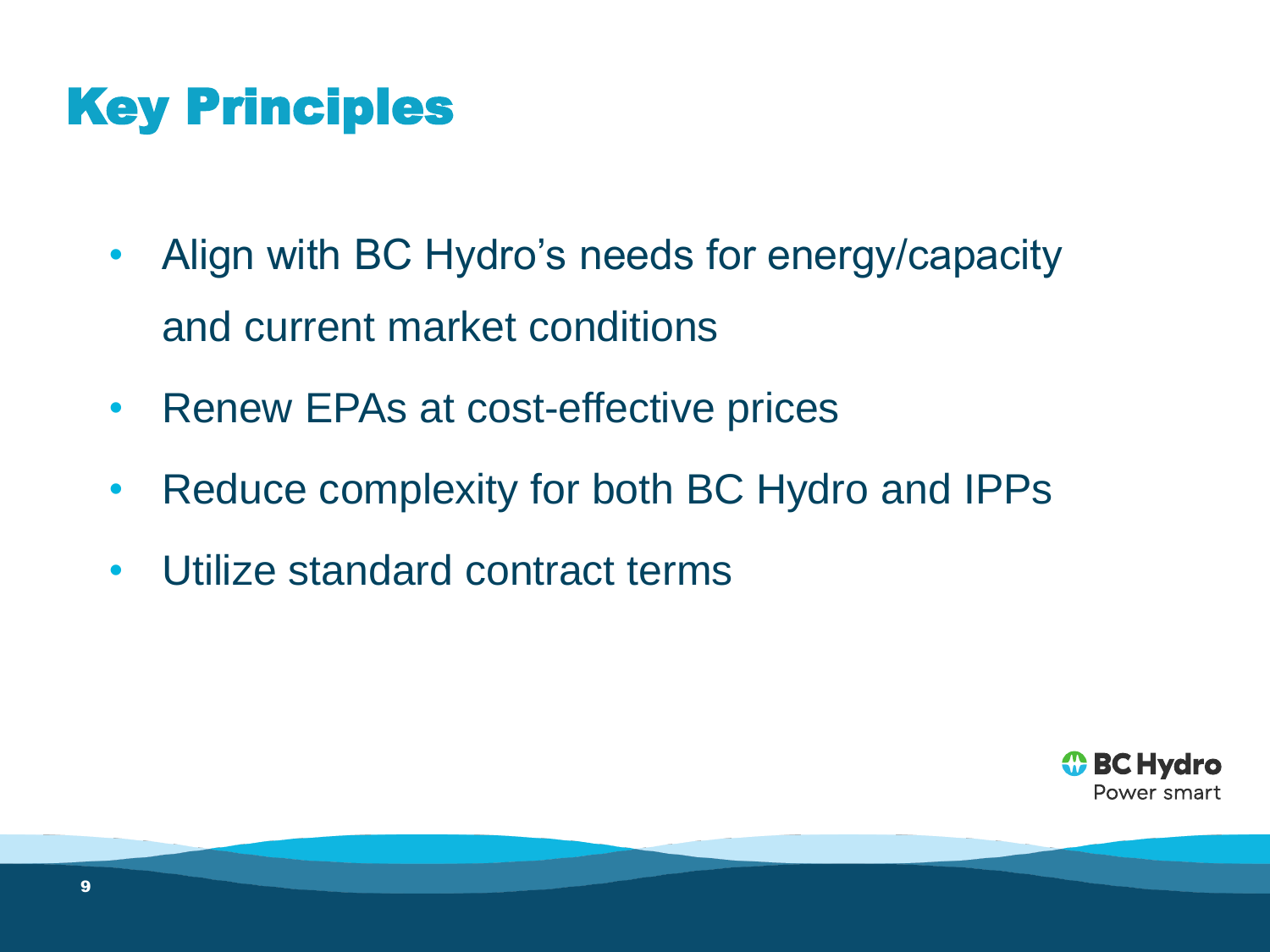# Key Principles

- Align with BC Hydro's needs for energy/capacity and current market conditions
- Renew EPAs at cost-effective prices
- Reduce complexity for both BC Hydro and IPPs
- Utilize standard contract terms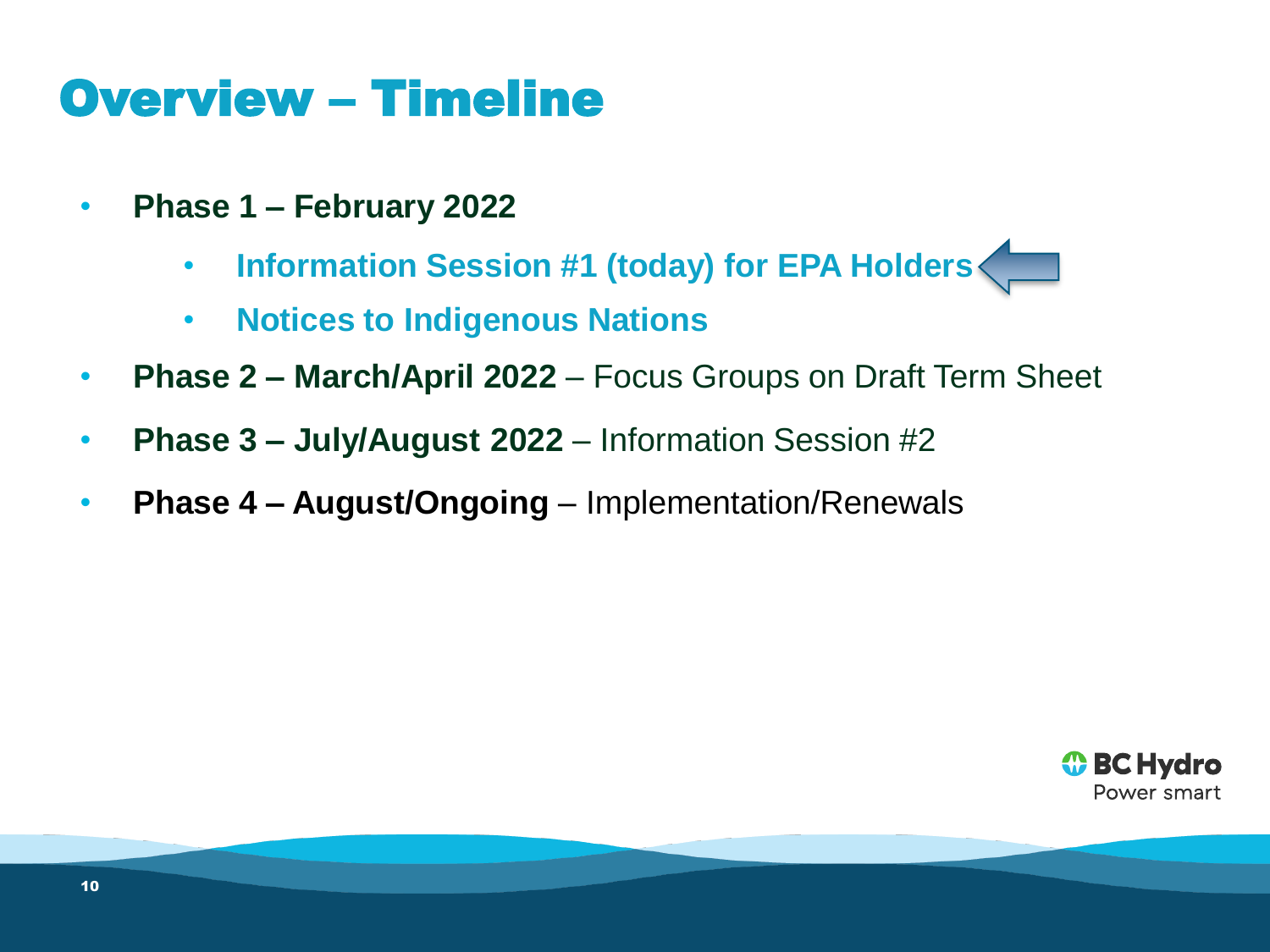# Overview – Timeline

- **Phase 1 – February 2022**
  - **Information Session #1 (today) for EPA Holders**
  - **Notices to Indigenous Nations**
- **Phase 2 – March/April 2022** – Focus Groups on Draft Term Sheet
- **Phase 3 – July/August 2022** – Information Session #2
- **Phase 4 – August/Ongoing** – Implementation/Renewals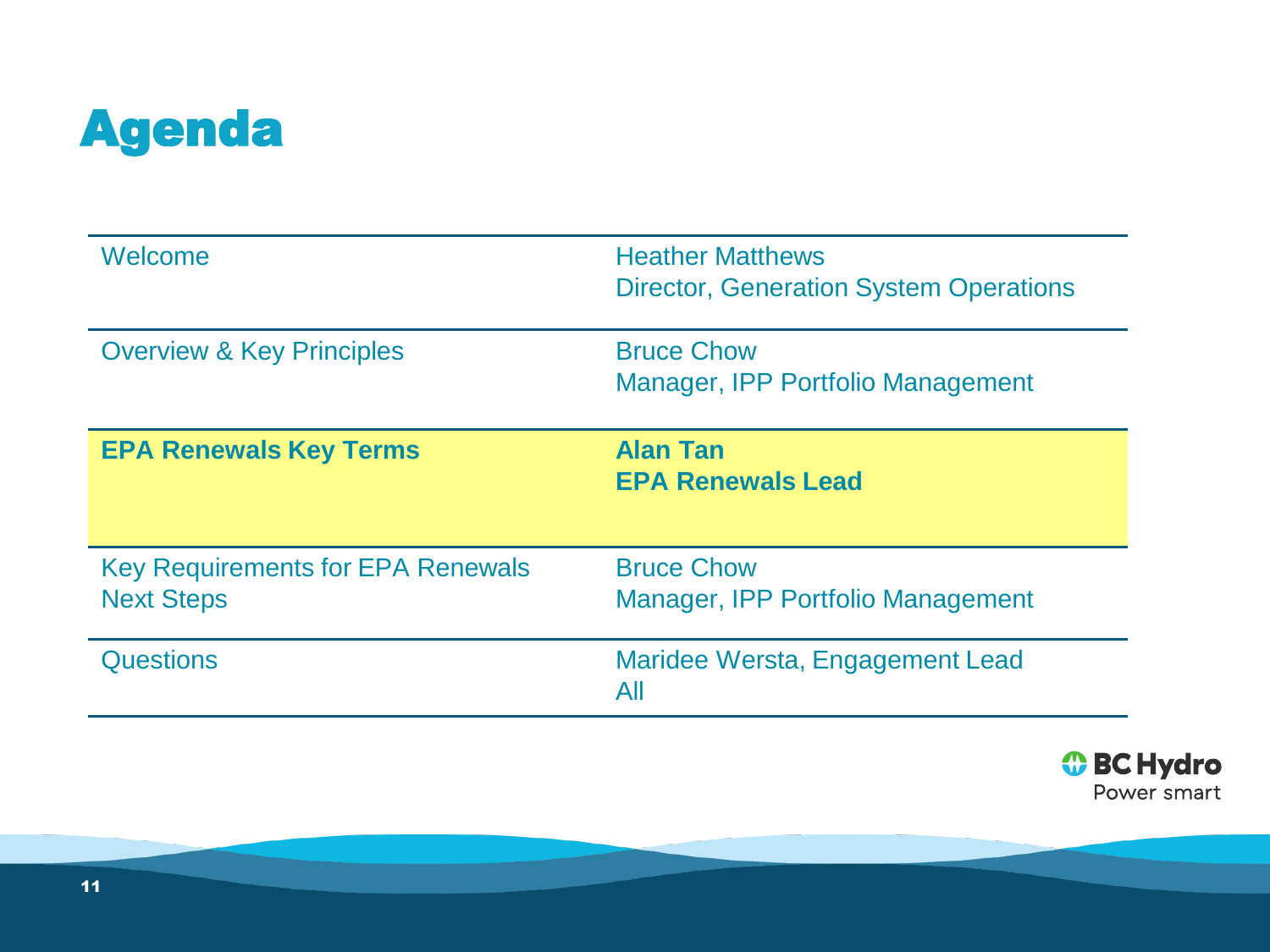# Agenda

| | |
|---|---|
| Welcome | Heather Matthews<br>Director, Generation System Operations |
| Overview & Key Principles | Bruce Chow<br>Manager, IPP Portfolio Management |
| **EPA Renewals Key Terms** | **Alan Tan**<br>**EPA Renewals Lead** |
| Key Requirements for EPA Renewals<br>Next Steps | Bruce Chow<br>Manager, IPP Portfolio Management |
| Questions | Maridee Wersta, Engagement Lead<br>All |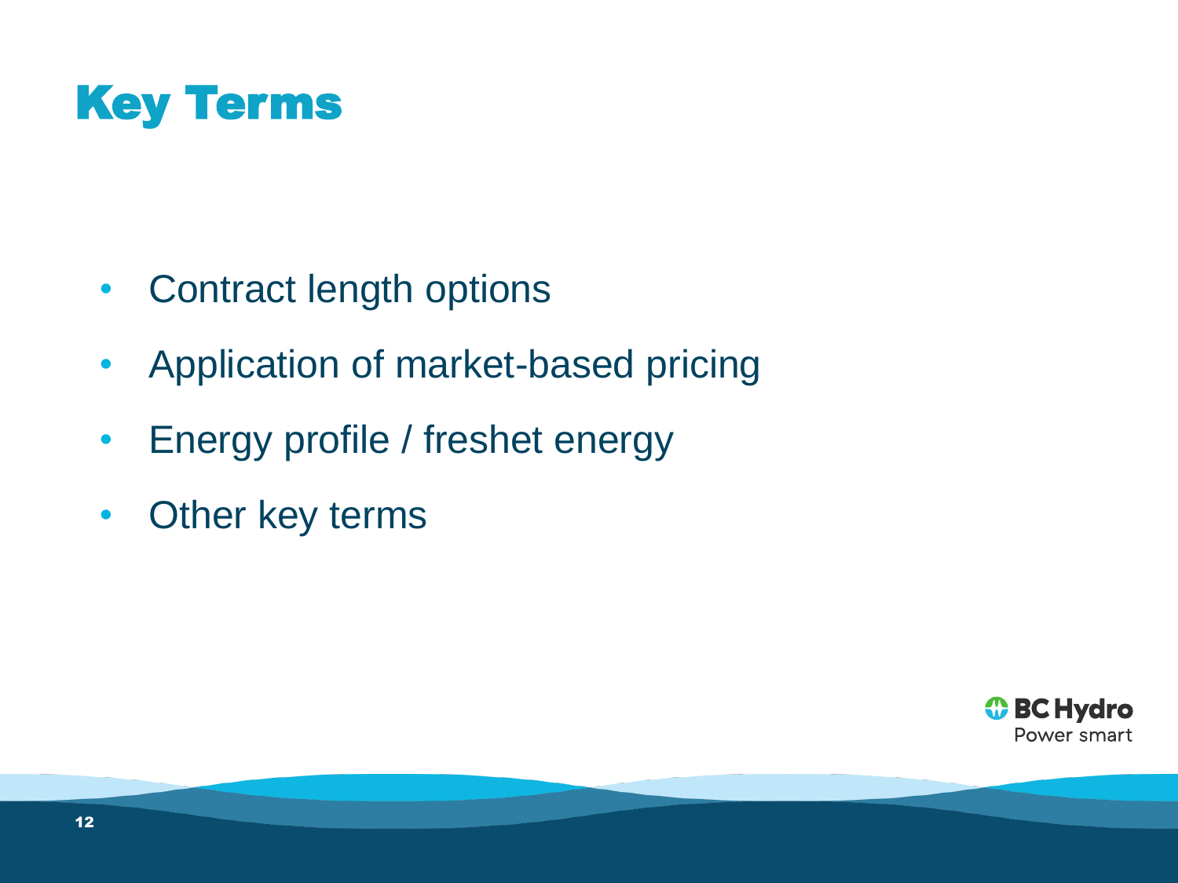# Key Terms

- Contract length options
- Application of market-based pricing
- Energy profile / freshet energy
- Other key terms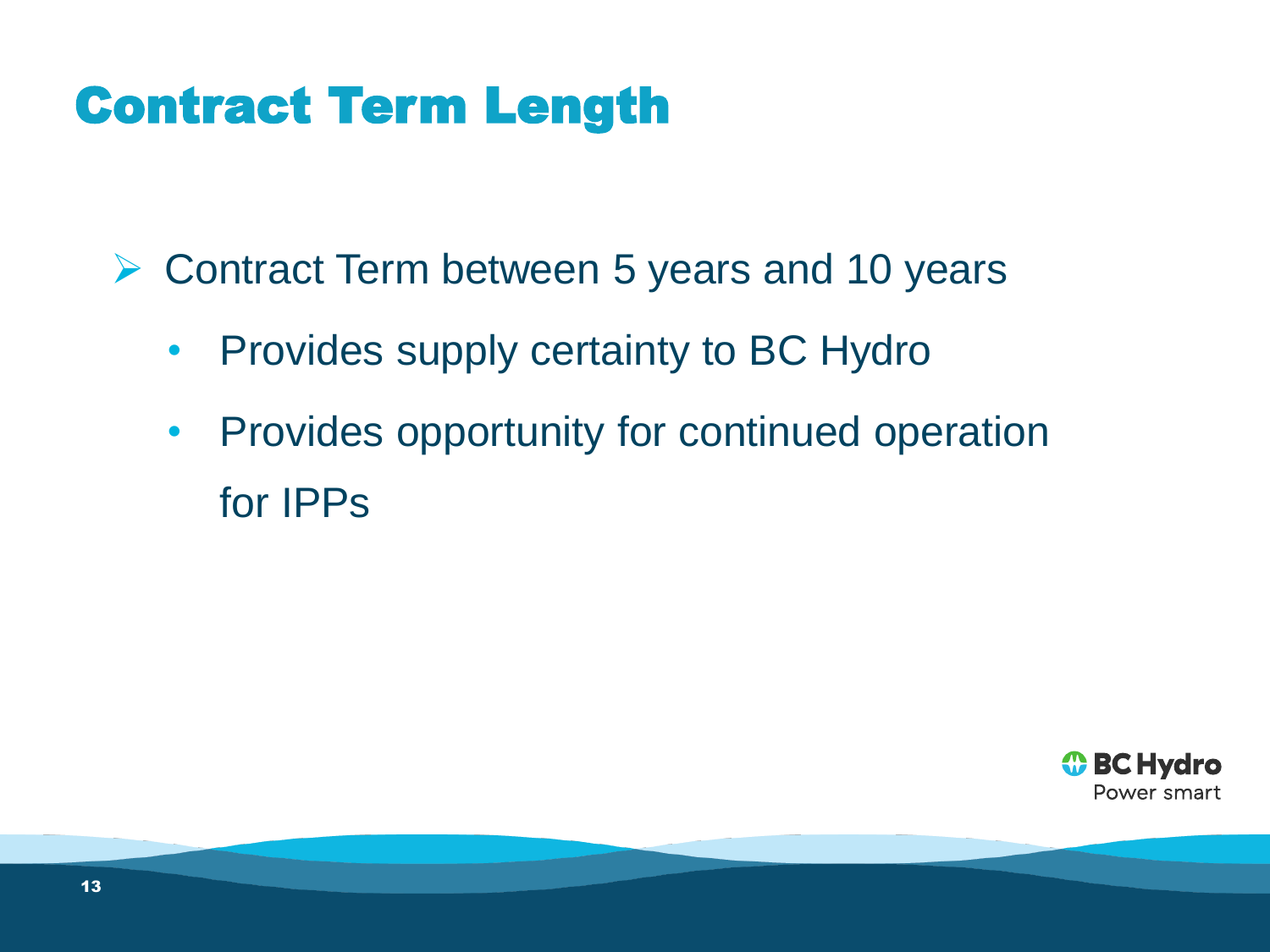# Contract Term Length

- Contract Term between 5 years and 10 years
  - Provides supply certainty to BC Hydro
  - Provides opportunity for continued operation for IPPs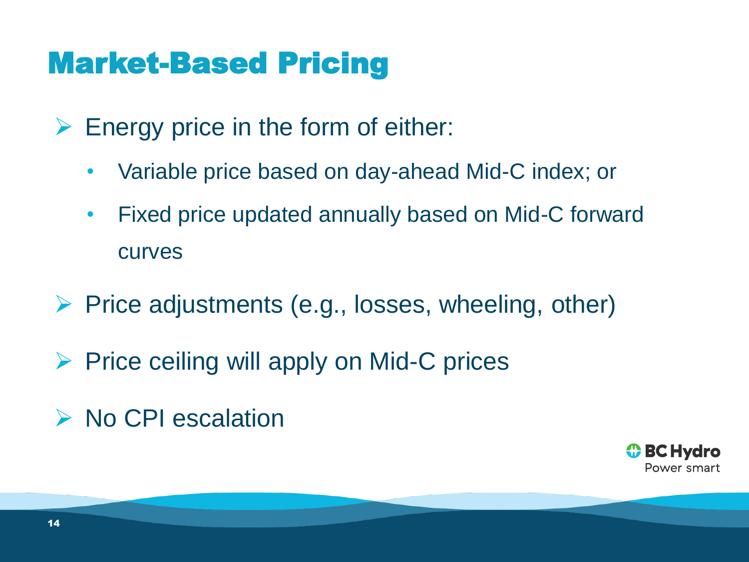# Market-Based Pricing

- Energy price in the form of either:
  - Variable price based on day-ahead Mid-C index; or
  - Fixed price updated annually based on Mid-C forward curves
- Price adjustments (e.g., losses, wheeling, other)
- Price ceiling will apply on Mid-C prices
- No CPI escalation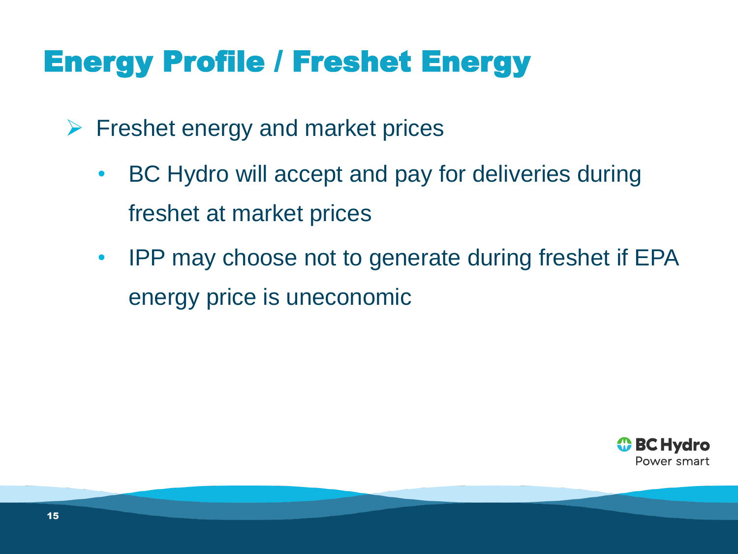# Energy Profile / Freshet Energy

- Freshet energy and market prices
  - BC Hydro will accept and pay for deliveries during freshet at market prices
  - IPP may choose not to generate during freshet if EPA energy price is uneconomic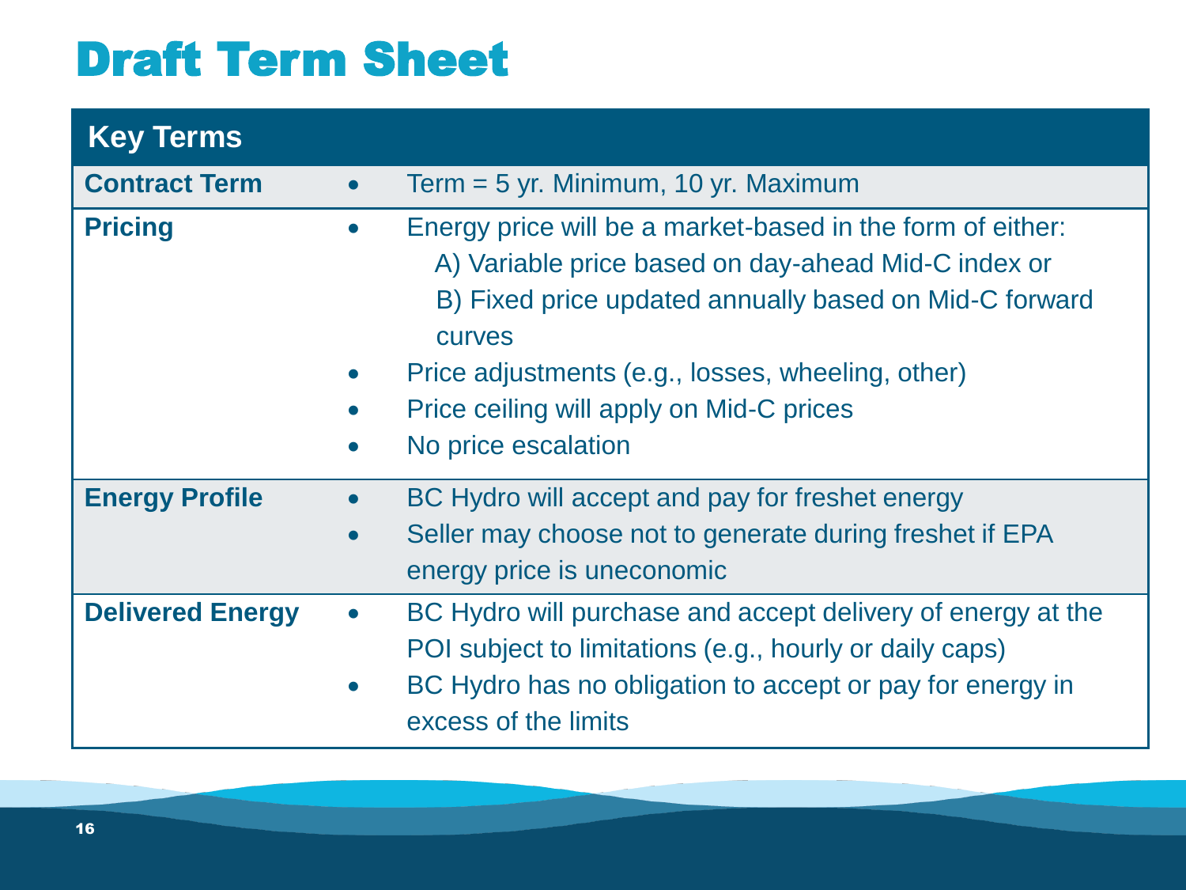# Draft Term Sheet

| Key Terms | |
|---|---|
| **Contract Term** | • Term = 5 yr. Minimum, 10 yr. Maximum |
| **Pricing** | • Energy price will be a market-based in the form of either:<br>A) Variable price based on day-ahead Mid-C index or<br>B) Fixed price updated annually based on Mid-C forward curves<br>• Price adjustments (e.g., losses, wheeling, other)<br>• Price ceiling will apply on Mid-C prices<br>• No price escalation |
| **Energy Profile** | • BC Hydro will accept and pay for freshet energy<br>• Seller may choose not to generate during freshet if EPA energy price is uneconomic |
| **Delivered Energy** | • BC Hydro will purchase and accept delivery of energy at the POI subject to limitations (e.g., hourly or daily caps)<br>• BC Hydro has no obligation to accept or pay for energy in excess of the limits |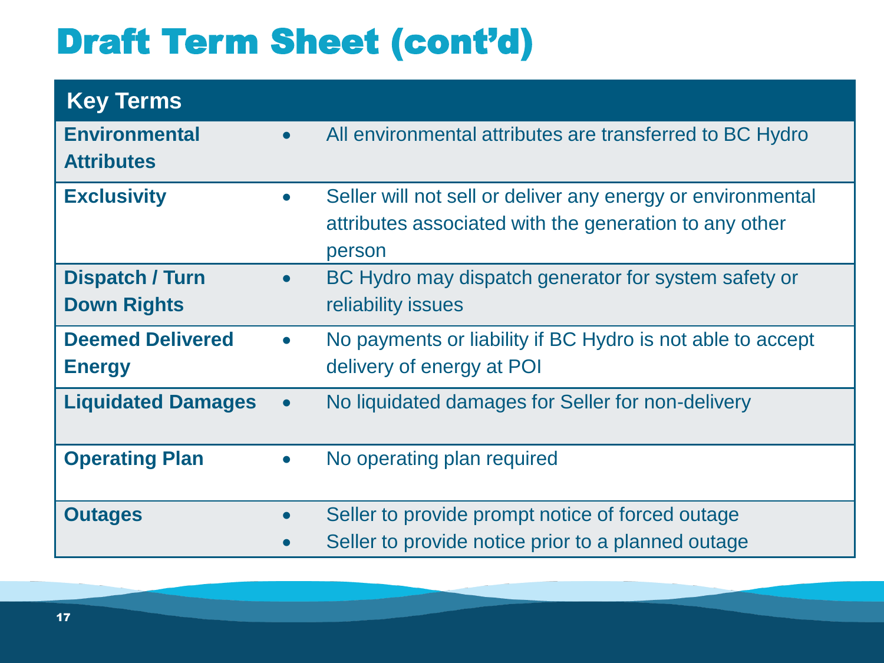# Draft Term Sheet (cont'd)

| Key Terms | |
|---|---|
| **Environmental Attributes** | • All environmental attributes are transferred to BC Hydro |
| **Exclusivity** | • Seller will not sell or deliver any energy or environmental attributes associated with the generation to any other person |
| **Dispatch / Turn Down Rights** | • BC Hydro may dispatch generator for system safety or reliability issues |
| **Deemed Delivered Energy** | • No payments or liability if BC Hydro is not able to accept delivery of energy at POI |
| **Liquidated Damages** | • No liquidated damages for Seller for non-delivery |
| **Operating Plan** | • No operating plan required |
| **Outages** | • Seller to provide prompt notice of forced outage<br>• Seller to provide notice prior to a planned outage |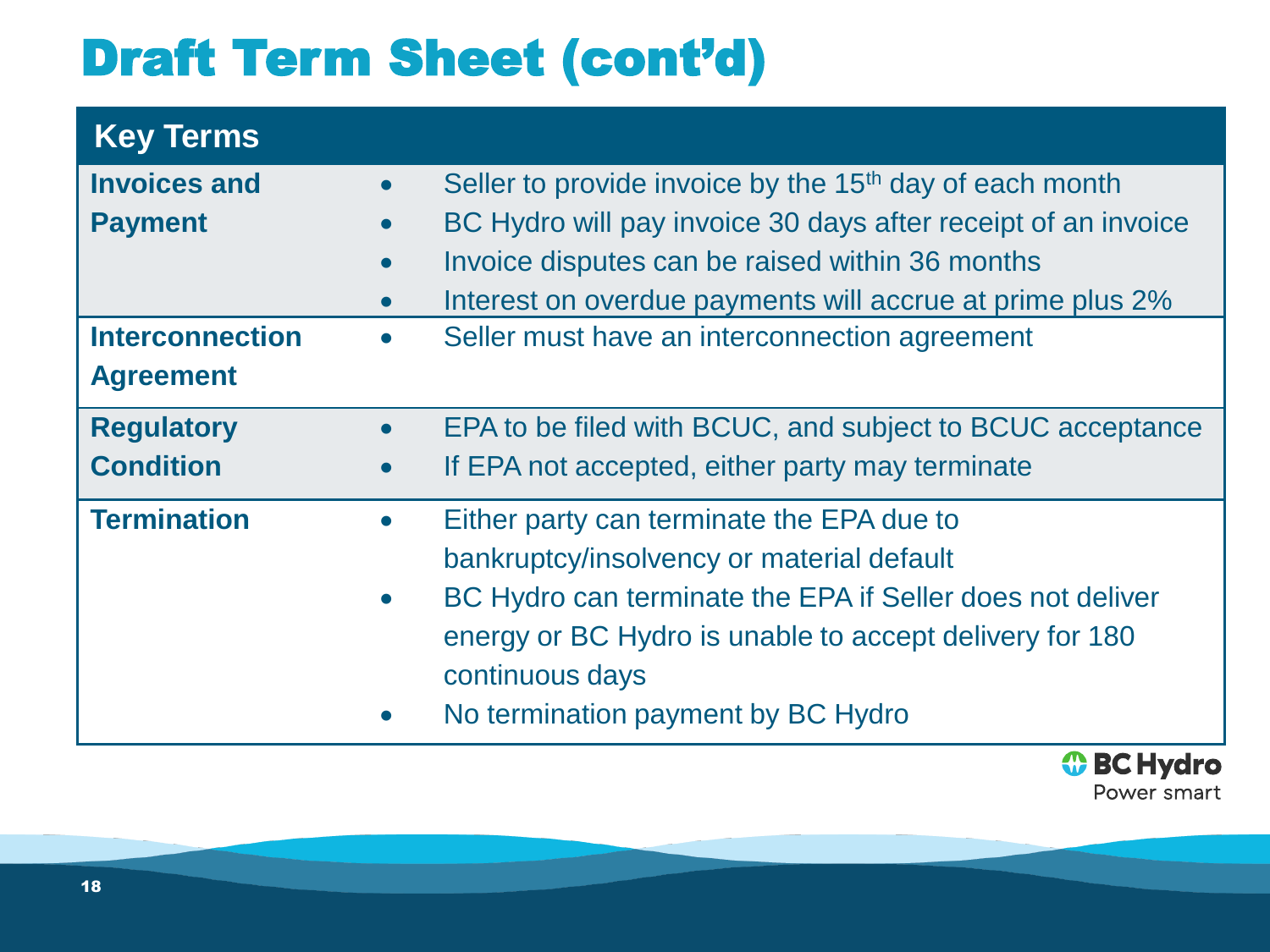# Draft Term Sheet (cont'd)

| Key Terms | |
|---|---|
| **Invoices and Payment** | • Seller to provide invoice by the 15th day of each month<br>• BC Hydro will pay invoice 30 days after receipt of an invoice<br>• Invoice disputes can be raised within 36 months<br>• Interest on overdue payments will accrue at prime plus 2% |
| **Interconnection Agreement** | • Seller must have an interconnection agreement |
| **Regulatory Condition** | • EPA to be filed with BCUC, and subject to BCUC acceptance<br>• If EPA not accepted, either party may terminate |
| **Termination** | • Either party can terminate the EPA due to bankruptcy/insolvency or material default<br>• BC Hydro can terminate the EPA if Seller does not deliver energy or BC Hydro is unable to accept delivery for 180 continuous days<br>• No termination payment by BC Hydro |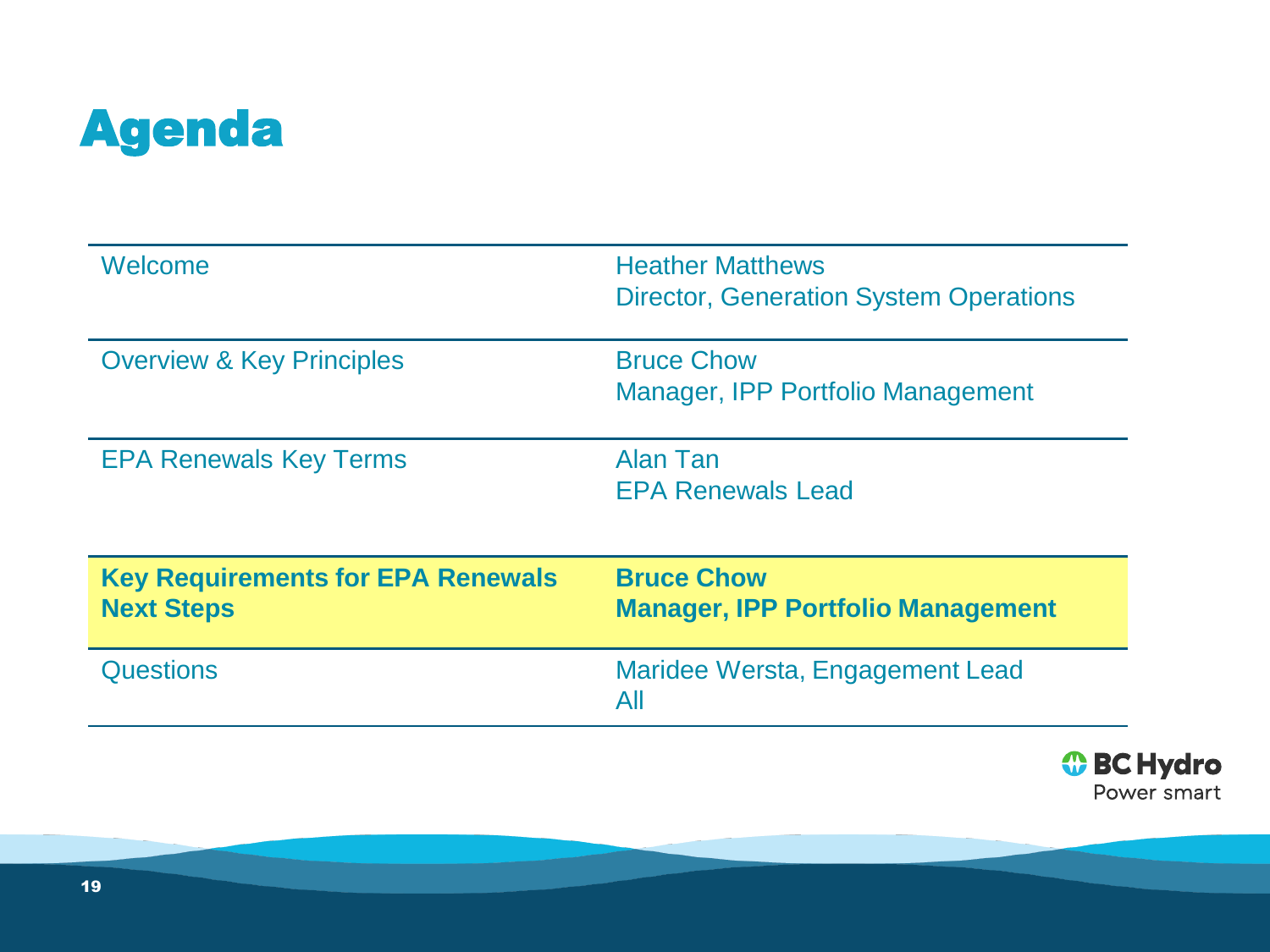# Agenda

| | |
|---|---|
| Welcome | Heather Matthews<br>Director, Generation System Operations |
| Overview & Key Principles | Bruce Chow<br>Manager, IPP Portfolio Management |
| EPA Renewals Key Terms | Alan Tan<br>EPA Renewals Lead |
| **Key Requirements for EPA Renewals**<br>**Next Steps** | **Bruce Chow**<br>**Manager, IPP Portfolio Management** |
| Questions | Maridee Wersta, Engagement Lead<br>All |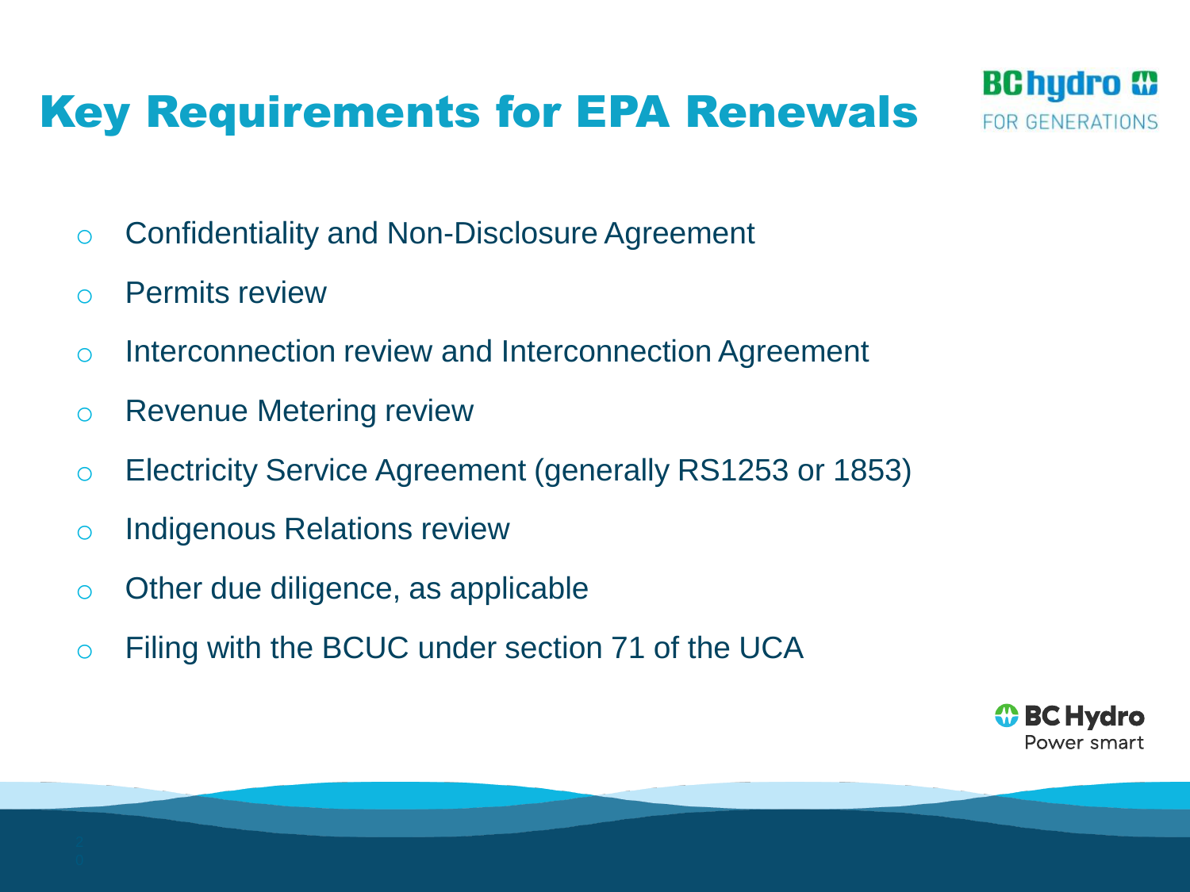# Key Requirements for EPA Renewals

- Confidentiality and Non-Disclosure Agreement
- Permits review
- Interconnection review and Interconnection Agreement
- Revenue Metering review
- Electricity Service Agreement (generally RS1253 or 1853)
- Indigenous Relations review
- Other due diligence, as applicable
- Filing with the BCUC under section 71 of the UCA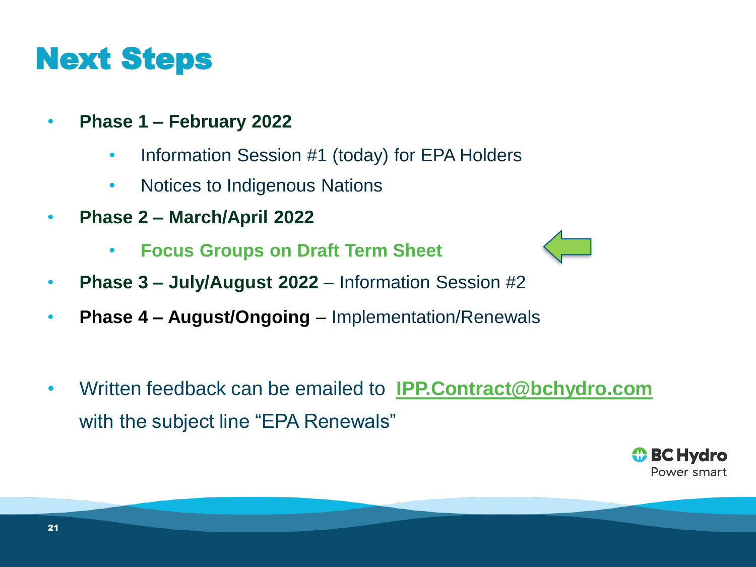# Next Steps

- **Phase 1 – February 2022**
  - Information Session #1 (today) for EPA Holders
  - Notices to Indigenous Nations
- **Phase 2 – March/April 2022**
  - **Focus Groups on Draft Term Sheet**
- **Phase 3 – July/August 2022** – Information Session #2
- **Phase 4 – August/Ongoing** – Implementation/Renewals

- Written feedback can be emailed to **IPP.Contract@bchydro.com** with the subject line "EPA Renewals"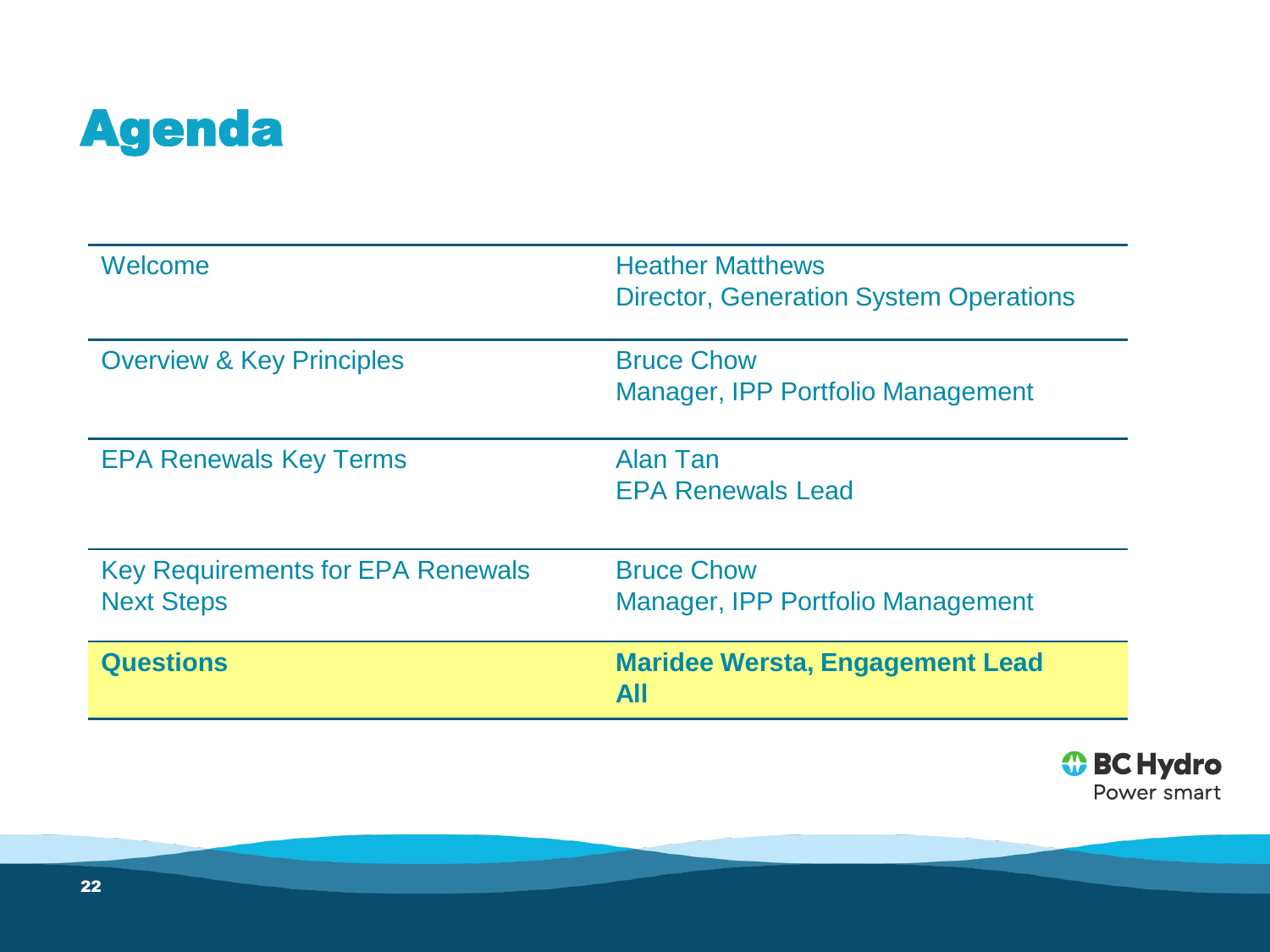# Agenda

| | |
|---|---|
| Welcome | Heather Matthews<br>Director, Generation System Operations |
| Overview & Key Principles | Bruce Chow<br>Manager, IPP Portfolio Management |
| EPA Renewals Key Terms | Alan Tan<br>EPA Renewals Lead |
| Key Requirements for EPA Renewals<br>Next Steps | Bruce Chow<br>Manager, IPP Portfolio Management |
| **Questions** | **Maridee Wersta, Engagement Lead**<br>**All** |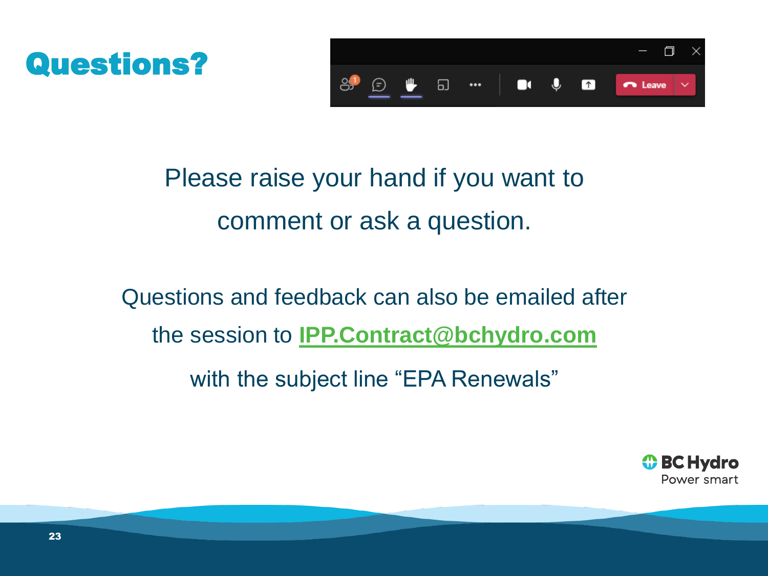# Questions?

Please raise your hand if you want to comment or ask a question.

Questions and feedback can also be emailed after the session to **IPP.Contract@bchydro.com** with the subject line “EPA Renewals”